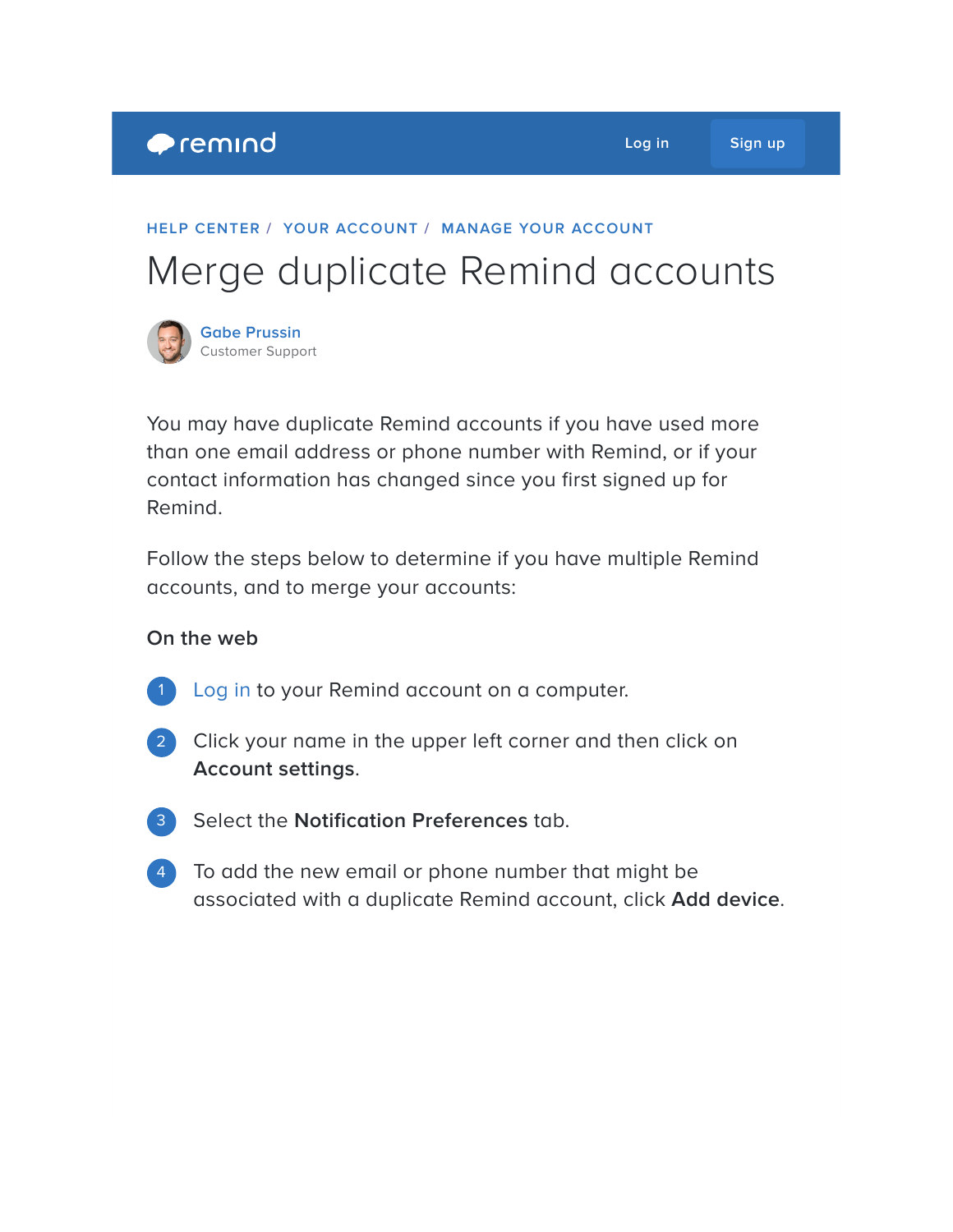remind Log in Sign up

HELP CENTER / YOUR ACCOUNT / MANAGE YOUR ACCOUNT

# Merge duplicate Remind accounts

Gabe Prussin
Customer Support

You may have duplicate Remind accounts if you have used more than one email address or phone number with Remind, or if your contact information has changed since you first signed up for Remind.

Follow the steps below to determine if you have multiple Remind accounts, and to merge your accounts:

### On the web

1. Log in to your Remind account on a computer.
2. Click your name in the upper left corner and then click on **Account settings**.
3. Select the **Notification Preferences** tab.
4. To add the new email or phone number that might be associated with a duplicate Remind account, click **Add device**.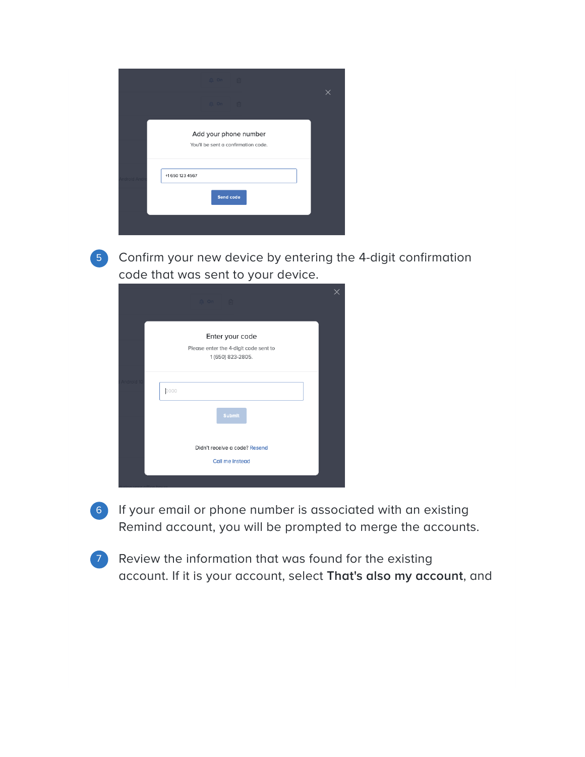5. Confirm your new device by entering the 4-digit confirmation code that was sent to your device.

6. If your email or phone number is associated with an existing Remind account, you will be prompted to merge the accounts.

7. Review the information that was found for the existing account. If it is your account, select **That's also my account**, and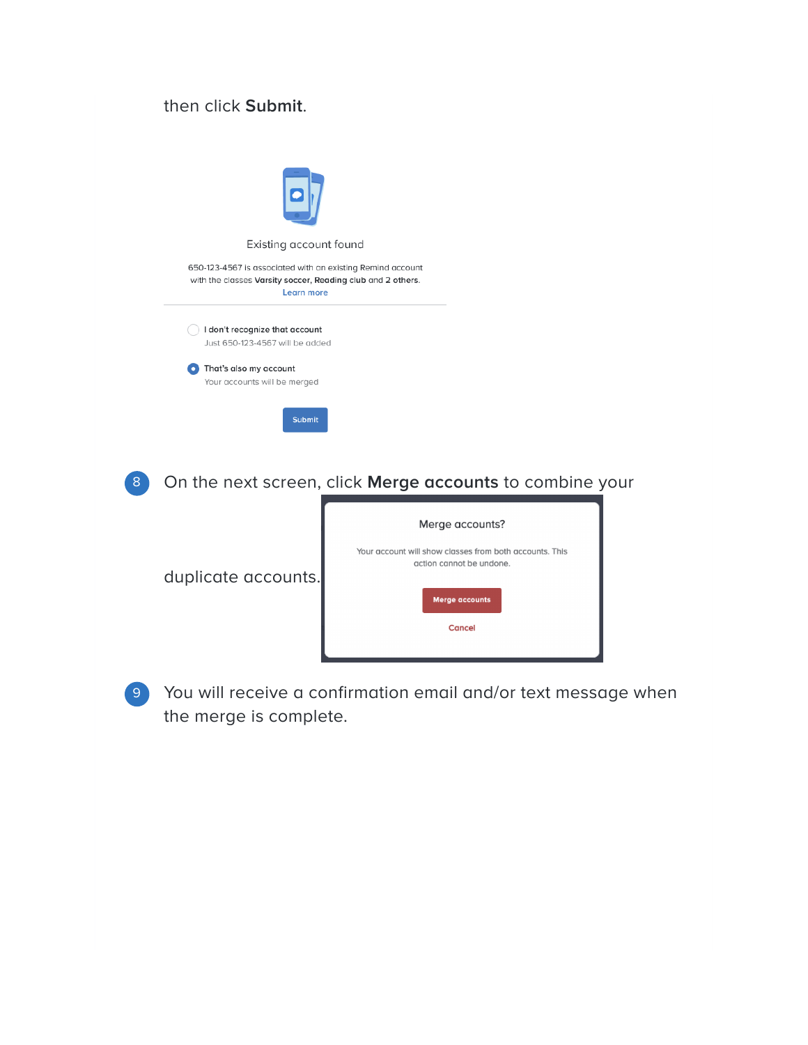then click **Submit**.

Existing account found

650-123-4567 is associated with an existing Remind account with the classes **Varsity soccer**, **Reading club** and **2 others**.
Learn more

I don't recognize that account
Just 650-123-4567 will be added

That's also my account
Your accounts will be merged

Submit

8. On the next screen, click **Merge accounts** to combine your duplicate accounts.

Merge accounts?

Your account will show classes from both accounts. This action cannot be undone.

Merge accounts

Cancel

9. You will receive a confirmation email and/or text message when the merge is complete.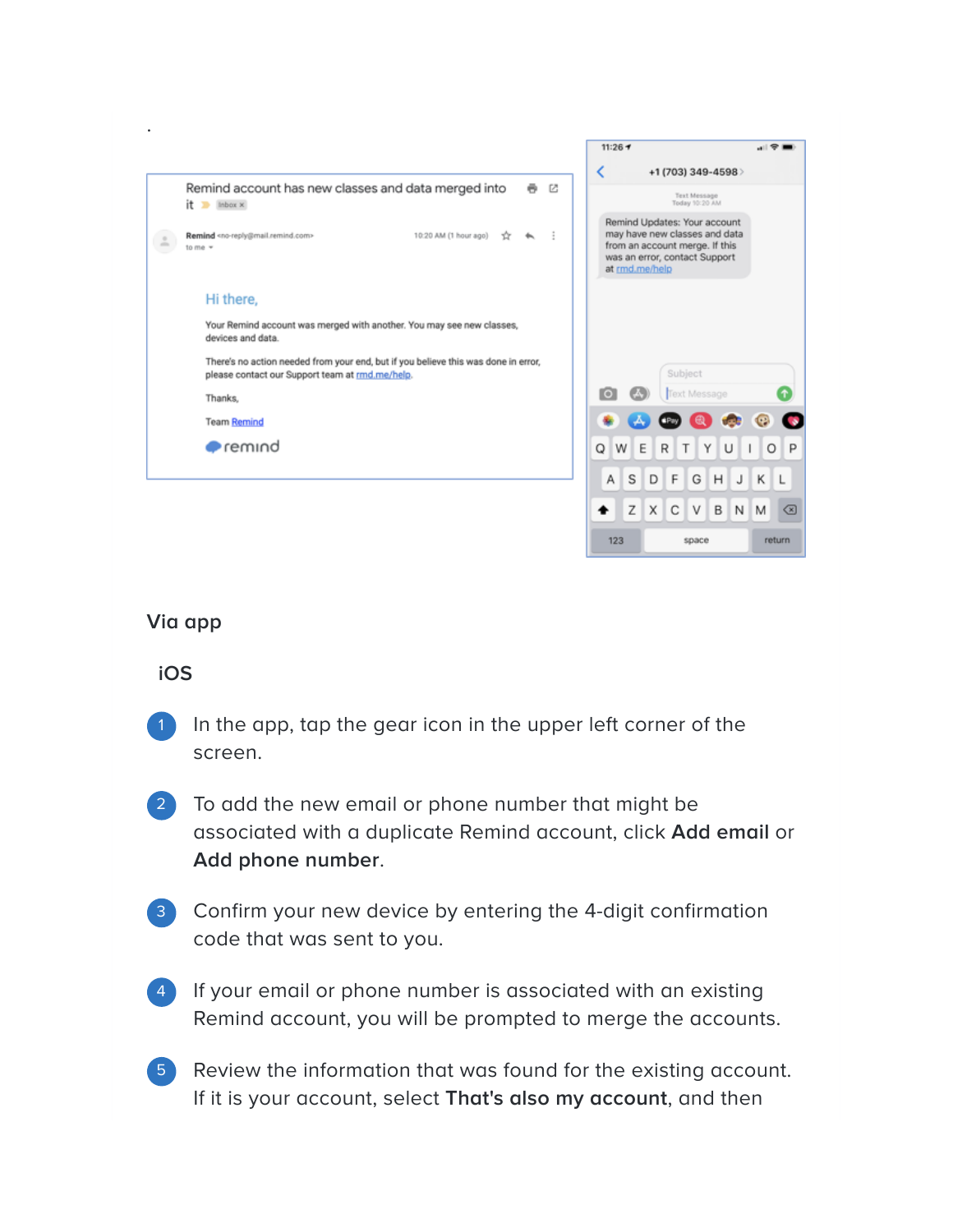## Via app

### iOS

1. In the app, tap the gear icon in the upper left corner of the screen.
2. To add the new email or phone number that might be associated with a duplicate Remind account, click **Add email** or **Add phone number**.
3. Confirm your new device by entering the 4-digit confirmation code that was sent to you.
4. If your email or phone number is associated with an existing Remind account, you will be prompted to merge the accounts.
5. Review the information that was found for the existing account. If it is your account, select **That's also my account**, and then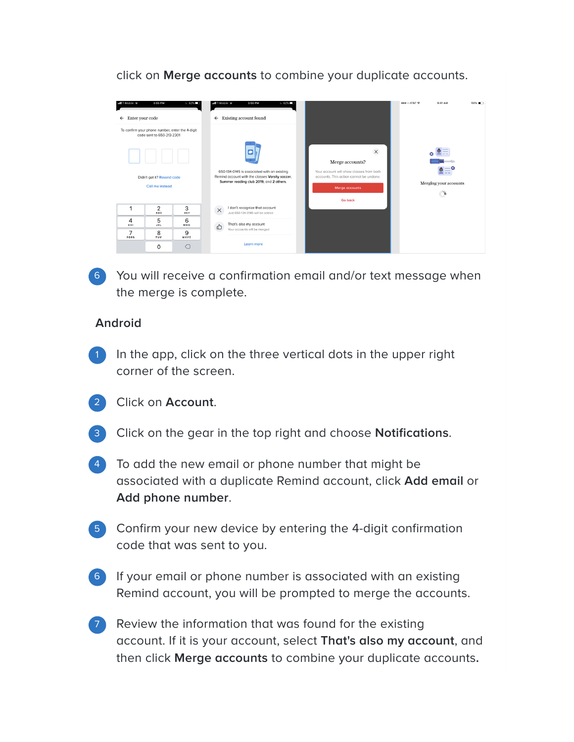click on **Merge accounts** to combine your duplicate accounts.

6. You will receive a confirmation email and/or text message when the merge is complete.

### Android

1. In the app, click on the three vertical dots in the upper right corner of the screen.
2. Click on **Account**.
3. Click on the gear in the top right and choose **Notifications**.
4. To add the new email or phone number that might be associated with a duplicate Remind account, click **Add email** or **Add phone number**.
5. Confirm your new device by entering the 4-digit confirmation code that was sent to you.
6. If your email or phone number is associated with an existing Remind account, you will be prompted to merge the accounts.
7. Review the information that was found for the existing account. If it is your account, select **That's also my account**, and then click **Merge accounts** to combine your duplicate accounts.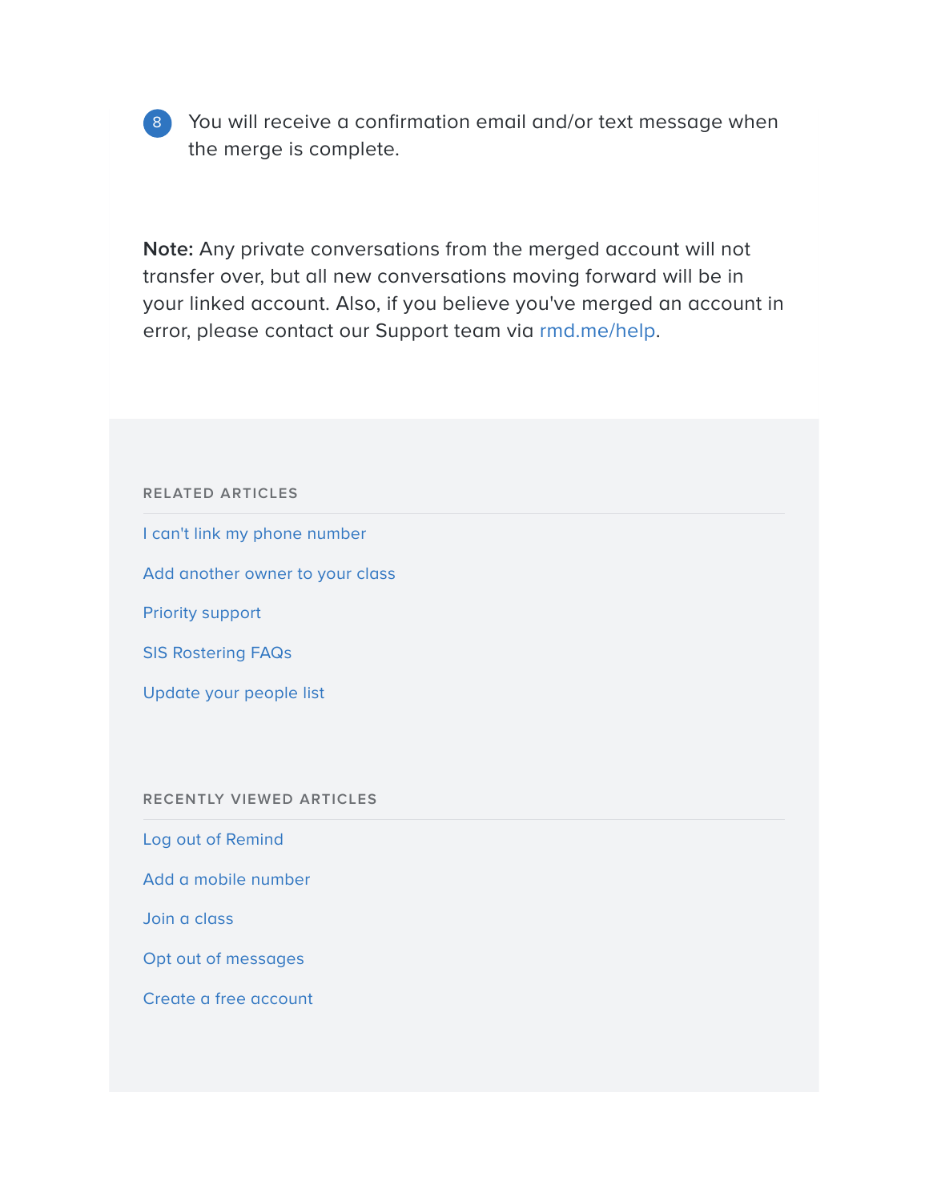8. You will receive a confirmation email and/or text message when the merge is complete.

**Note:** Any private conversations from the merged account will not transfer over, but all new conversations moving forward will be in your linked account. Also, if you believe you've merged an account in error, please contact our Support team via rmd.me/help.

## RELATED ARTICLES

- I can't link my phone number
- Add another owner to your class
- Priority support
- SIS Rostering FAQs
- Update your people list

## RECENTLY VIEWED ARTICLES

- Log out of Remind
- Add a mobile number
- Join a class
- Opt out of messages
- Create a free account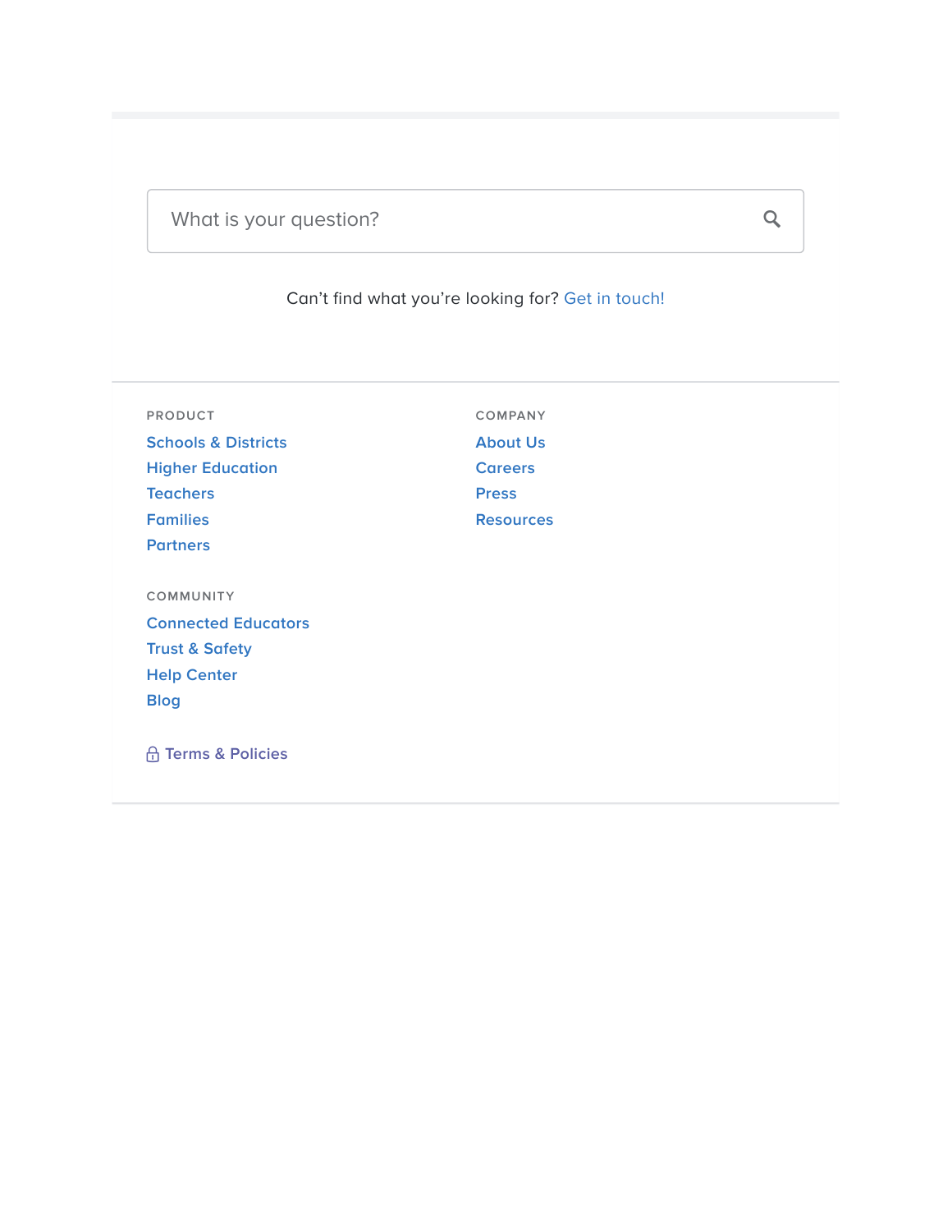What is your question?

Can't find what you're looking for? Get in touch!

PRODUCT

- Schools & Districts
- Higher Education
- Teachers
- Families
- Partners

COMPANY

- About Us
- Careers
- Press
- Resources

COMMUNITY

- Connected Educators
- Trust & Safety
- Help Center
- Blog

Terms & Policies